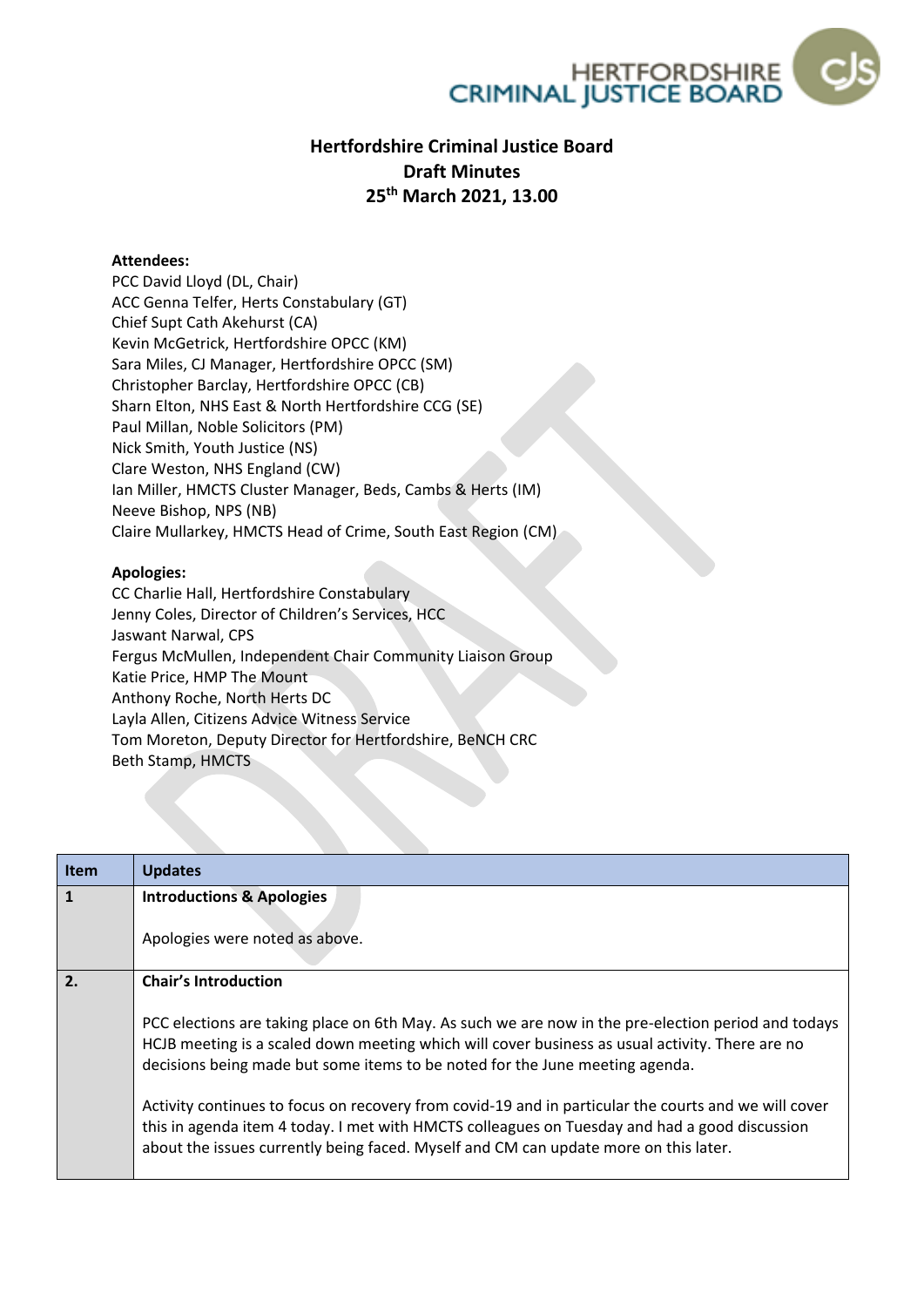# Hertfordshire Criminal Justice Board
## Draft Minutes
## 25th March 2021, 13.00

**Attendees:**
PCC David Lloyd (DL, Chair)
ACC Genna Telfer, Herts Constabulary (GT)
Chief Supt Cath Akehurst (CA)
Kevin McGetrick, Hertfordshire OPCC (KM)
Sara Miles, CJ Manager, Hertfordshire OPCC (SM)
Christopher Barclay, Hertfordshire OPCC (CB)
Sharn Elton, NHS East & North Hertfordshire CCG (SE)
Paul Millan, Noble Solicitors (PM)
Nick Smith, Youth Justice (NS)
Clare Weston, NHS England (CW)
Ian Miller, HMCTS Cluster Manager, Beds, Cambs & Herts (IM)
Neeve Bishop, NPS (NB)
Claire Mullarkey, HMCTS Head of Crime, South East Region (CM)

**Apologies:**
CC Charlie Hall, Hertfordshire Constabulary
Jenny Coles, Director of Children's Services, HCC
Jaswant Narwal, CPS
Fergus McMullen, Independent Chair Community Liaison Group
Katie Price, HMP The Mount
Anthony Roche, North Herts DC
Layla Allen, Citizens Advice Witness Service
Tom Moreton, Deputy Director for Hertfordshire, BeNCH CRC
Beth Stamp, HMCTS

| Item | Updates |
| --- | --- |
| 1 | **Introductions & Apologies**<br><br>Apologies were noted as above. |
| 2. | **Chair's Introduction**<br><br>PCC elections are taking place on 6th May. As such we are now in the pre-election period and todays HCJB meeting is a scaled down meeting which will cover business as usual activity. There are no decisions being made but some items to be noted for the June meeting agenda.<br><br>Activity continues to focus on recovery from covid-19 and in particular the courts and we will cover this in agenda item 4 today. I met with HMCTS colleagues on Tuesday and had a good discussion about the issues currently being faced. Myself and CM can update more on this later. |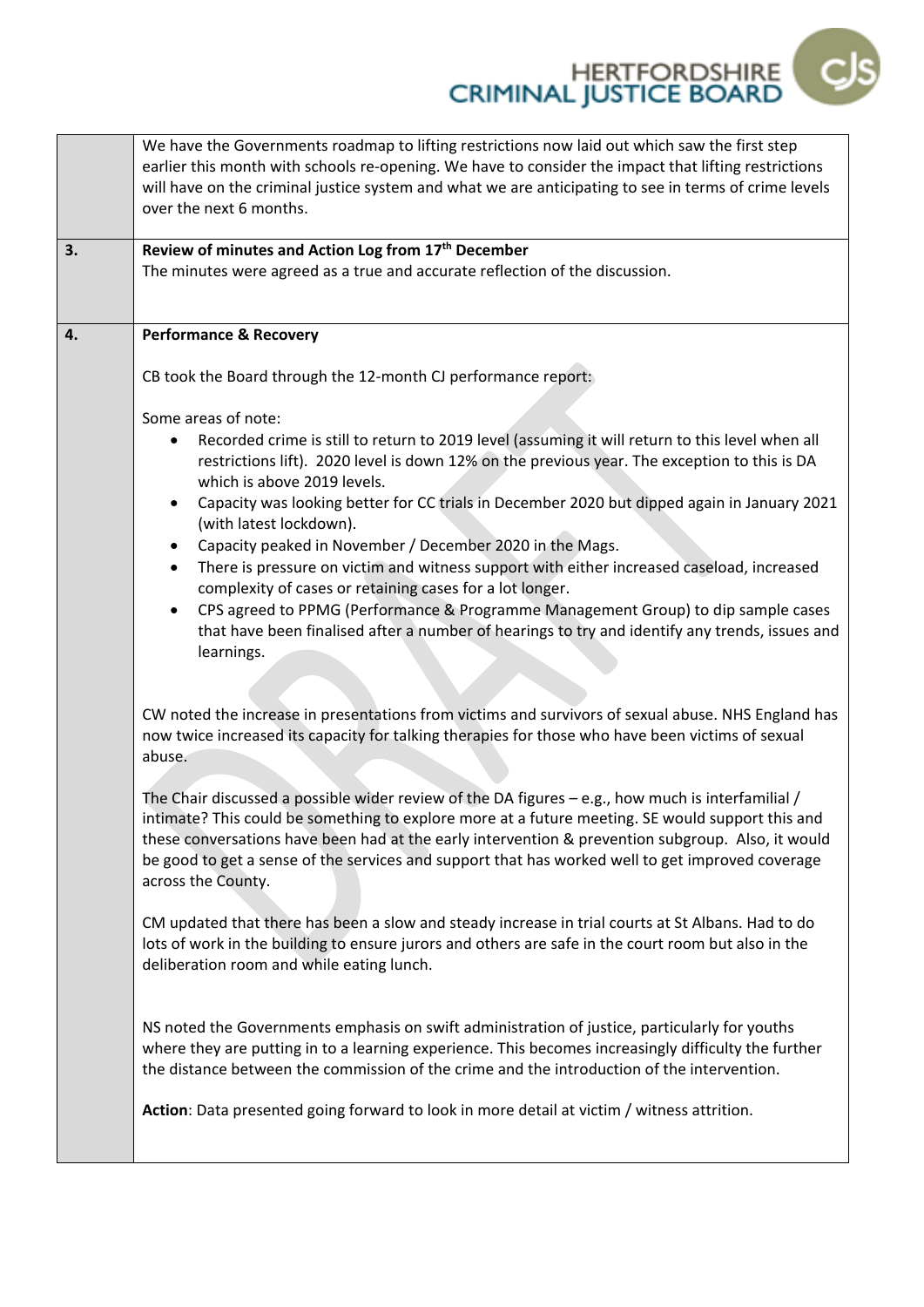|  |  |
|---|---|
|  | We have the Governments roadmap to lifting restrictions now laid out which saw the first step earlier this month with schools re-opening. We have to consider the impact that lifting restrictions will have on the criminal justice system and what we are anticipating to see in terms of crime levels over the next 6 months. |
| **3.** | **Review of minutes and Action Log from 17th December**<br>The minutes were agreed as a true and accurate reflection of the discussion. |
| **4.** | **Performance & Recovery**<br><br>CB took the Board through the 12-month CJ performance report:<br><br>Some areas of note:<br>• Recorded crime is still to return to 2019 level (assuming it will return to this level when all restrictions lift). 2020 level is down 12% on the previous year. The exception to this is DA which is above 2019 levels.<br>• Capacity was looking better for CC trials in December 2020 but dipped again in January 2021 (with latest lockdown).<br>• Capacity peaked in November / December 2020 in the Mags.<br>• There is pressure on victim and witness support with either increased caseload, increased complexity of cases or retaining cases for a lot longer.<br>• CPS agreed to PPMG (Performance & Programme Management Group) to dip sample cases that have been finalised after a number of hearings to try and identify any trends, issues and learnings.<br><br>CW noted the increase in presentations from victims and survivors of sexual abuse. NHS England has now twice increased its capacity for talking therapies for those who have been victims of sexual abuse.<br><br>The Chair discussed a possible wider review of the DA figures – e.g., how much is interfamilial / intimate? This could be something to explore more at a future meeting. SE would support this and these conversations have been had at the early intervention & prevention subgroup. Also, it would be good to get a sense of the services and support that has worked well to get improved coverage across the County.<br><br>CM updated that there has been a slow and steady increase in trial courts at St Albans. Had to do lots of work in the building to ensure jurors and others are safe in the court room but also in the deliberation room and while eating lunch.<br><br>NS noted the Governments emphasis on swift administration of justice, particularly for youths where they are putting in to a learning experience. This becomes increasingly difficulty the further the distance between the commission of the crime and the introduction of the intervention.<br><br>**Action**: Data presented going forward to look in more detail at victim / witness attrition. |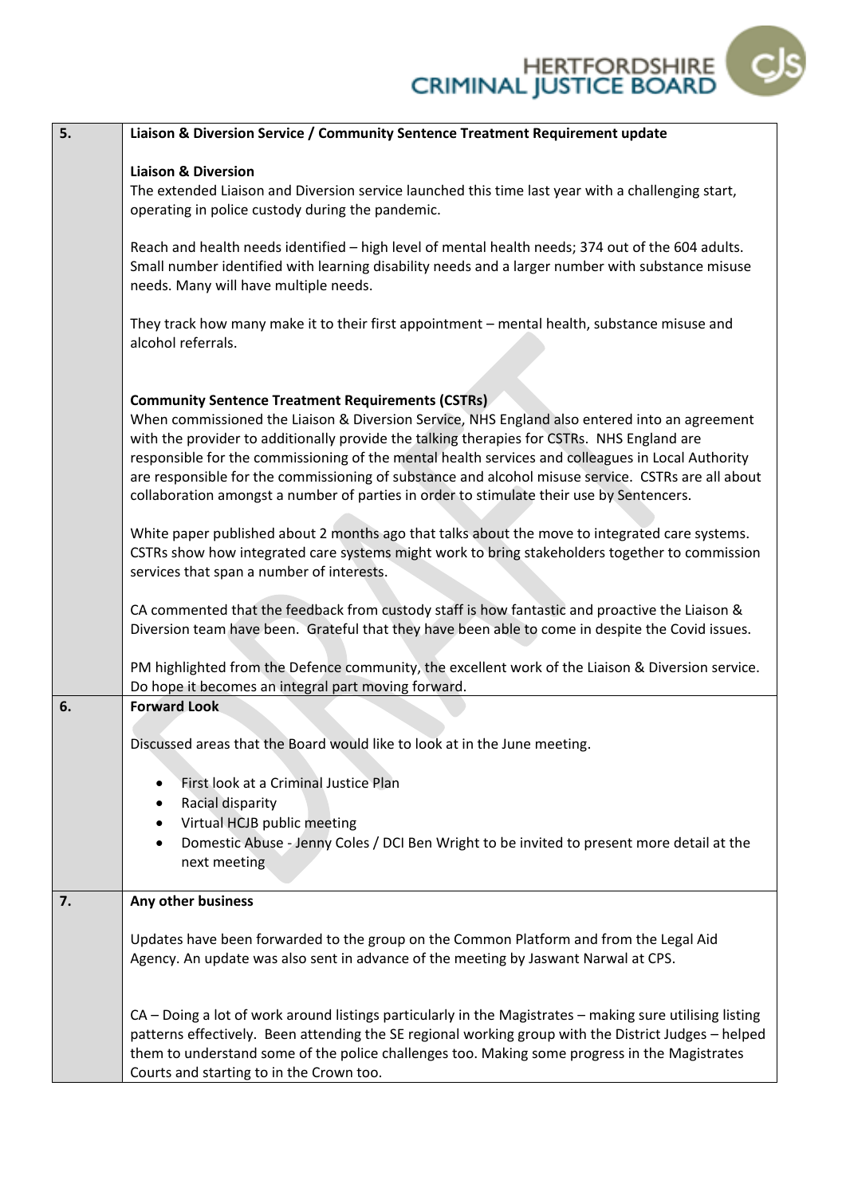| | |
|---|---|
| **5.** | **Liaison & Diversion Service / Community Sentence Treatment Requirement update**<br><br>**Liaison & Diversion**<br>The extended Liaison and Diversion service launched this time last year with a challenging start, operating in police custody during the pandemic.<br><br>Reach and health needs identified – high level of mental health needs; 374 out of the 604 adults. Small number identified with learning disability needs and a larger number with substance misuse needs. Many will have multiple needs.<br><br>They track how many make it to their first appointment – mental health, substance misuse and alcohol referrals.<br><br>**Community Sentence Treatment Requirements (CSTRs)**<br>When commissioned the Liaison & Diversion Service, NHS England also entered into an agreement with the provider to additionally provide the talking therapies for CSTRs. NHS England are responsible for the commissioning of the mental health services and colleagues in Local Authority are responsible for the commissioning of substance and alcohol misuse service. CSTRs are all about collaboration amongst a number of parties in order to stimulate their use by Sentencers.<br><br>White paper published about 2 months ago that talks about the move to integrated care systems. CSTRs show how integrated care systems might work to bring stakeholders together to commission services that span a number of interests.<br><br>CA commented that the feedback from custody staff is how fantastic and proactive the Liaison & Diversion team have been. Grateful that they have been able to come in despite the Covid issues.<br><br>PM highlighted from the Defence community, the excellent work of the Liaison & Diversion service. Do hope it becomes an integral part moving forward. |
| **6.** | **Forward Look**<br><br>Discussed areas that the Board would like to look at in the June meeting.<br><br>• First look at a Criminal Justice Plan<br>• Racial disparity<br>• Virtual HCJB public meeting<br>• Domestic Abuse - Jenny Coles / DCI Ben Wright to be invited to present more detail at the next meeting |
| **7.** | **Any other business**<br><br>Updates have been forwarded to the group on the Common Platform and from the Legal Aid Agency. An update was also sent in advance of the meeting by Jaswant Narwal at CPS.<br><br>CA – Doing a lot of work around listings particularly in the Magistrates – making sure utilising listing patterns effectively. Been attending the SE regional working group with the District Judges – helped them to understand some of the police challenges too. Making some progress in the Magistrates Courts and starting to in the Crown too. |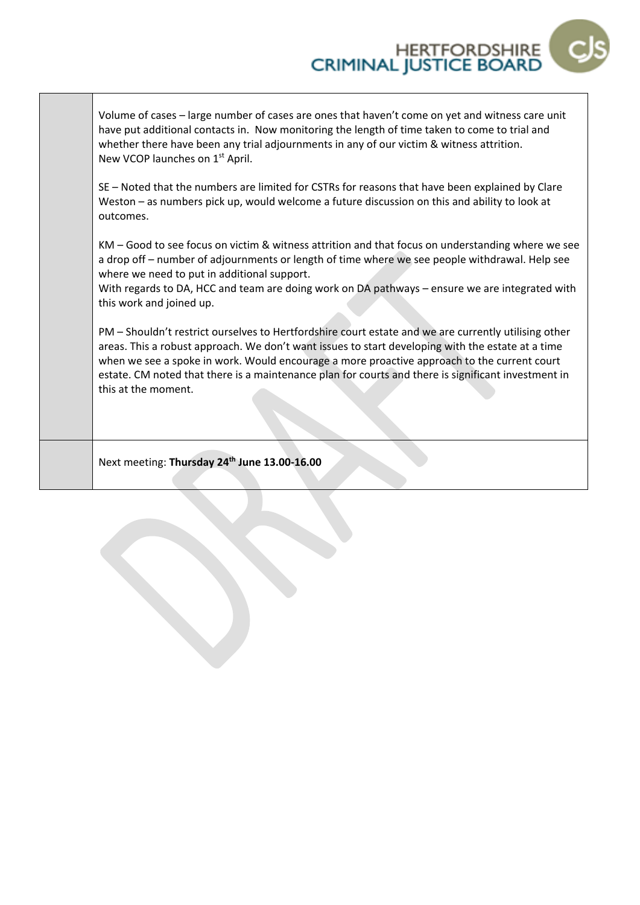| | |
|---|---|
| | Volume of cases – large number of cases are ones that haven't come on yet and witness care unit have put additional contacts in. Now monitoring the length of time taken to come to trial and whether there have been any trial adjournments in any of our victim & witness attrition.<br>New VCOP launches on 1st April.<br><br>SE – Noted that the numbers are limited for CSTRs for reasons that have been explained by Clare Weston – as numbers pick up, would welcome a future discussion on this and ability to look at outcomes.<br><br>KM – Good to see focus on victim & witness attrition and that focus on understanding where we see a drop off – number of adjournments or length of time where we see people withdrawal. Help see where we need to put in additional support.<br>With regards to DA, HCC and team are doing work on DA pathways – ensure we are integrated with this work and joined up.<br><br>PM – Shouldn't restrict ourselves to Hertfordshire court estate and we are currently utilising other areas. This a robust approach. We don't want issues to start developing with the estate at a time when we see a spoke in work. Would encourage a more proactive approach to the current court estate. CM noted that there is a maintenance plan for courts and there is significant investment in this at the moment. |
| | Next meeting: **Thursday 24th June 13.00-16.00** |